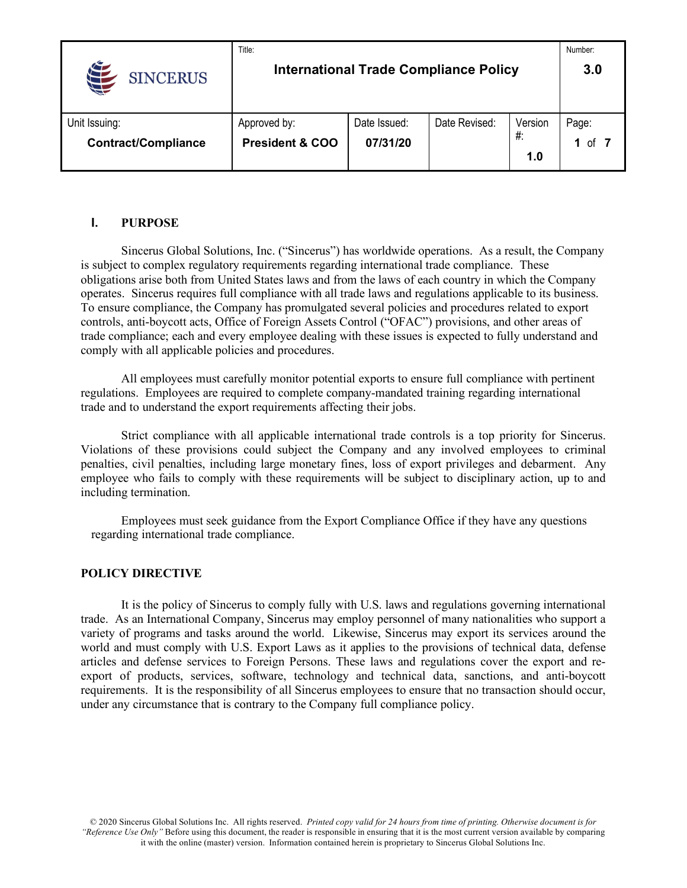| SINCERUS | Title: **International Trade Compliance Policy** | | | | Number: **3.0** |
|---|---|---|---|---|---|
| Unit Issuing: **Contract/Compliance** | Approved by: **President & COO** | Date Issued: **07/31/20** | Date Revised: | Version #: **1.0** | Page: **1** of **7** |

## I. PURPOSE

Sincerus Global Solutions, Inc. ("Sincerus") has worldwide operations. As a result, the Company is subject to complex regulatory requirements regarding international trade compliance. These obligations arise both from United States laws and from the laws of each country in which the Company operates. Sincerus requires full compliance with all trade laws and regulations applicable to its business. To ensure compliance, the Company has promulgated several policies and procedures related to export controls, anti-boycott acts, Office of Foreign Assets Control ("OFAC") provisions, and other areas of trade compliance; each and every employee dealing with these issues is expected to fully understand and comply with all applicable policies and procedures.

All employees must carefully monitor potential exports to ensure full compliance with pertinent regulations. Employees are required to complete company-mandated training regarding international trade and to understand the export requirements affecting their jobs.

Strict compliance with all applicable international trade controls is a top priority for Sincerus. Violations of these provisions could subject the Company and any involved employees to criminal penalties, civil penalties, including large monetary fines, loss of export privileges and debarment. Any employee who fails to comply with these requirements will be subject to disciplinary action, up to and including termination.

Employees must seek guidance from the Export Compliance Office if they have any questions regarding international trade compliance.

## POLICY DIRECTIVE

It is the policy of Sincerus to comply fully with U.S. laws and regulations governing international trade. As an International Company, Sincerus may employ personnel of many nationalities who support a variety of programs and tasks around the world. Likewise, Sincerus may export its services around the world and must comply with U.S. Export Laws as it applies to the provisions of technical data, defense articles and defense services to Foreign Persons. These laws and regulations cover the export and re-export of products, services, software, technology and technical data, sanctions, and anti-boycott requirements. It is the responsibility of all Sincerus employees to ensure that no transaction should occur, under any circumstance that is contrary to the Company full compliance policy.

© 2020 Sincerus Global Solutions Inc. All rights reserved. *Printed copy valid for 24 hours from time of printing. Otherwise document is for "Reference Use Only"* Before using this document, the reader is responsible in ensuring that it is the most current version available by comparing it with the online (master) version. Information contained herein is proprietary to Sincerus Global Solutions Inc.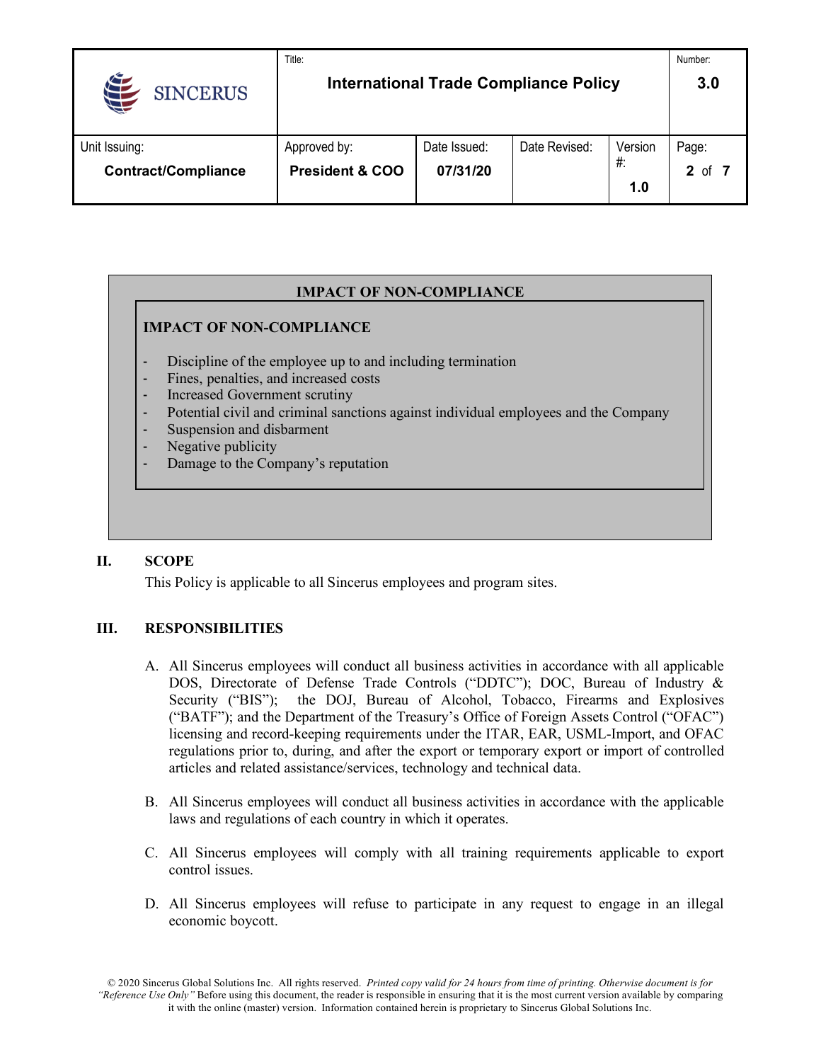**IMPACT OF NON-COMPLIANCE**

**IMPACT OF NON-COMPLIANCE**

- Discipline of the employee up to and including termination
- Fines, penalties, and increased costs
- Increased Government scrutiny
- Potential civil and criminal sanctions against individual employees and the Company
- Suspension and disbarment
- Negative publicity
- Damage to the Company's reputation

## II. SCOPE

This Policy is applicable to all Sincerus employees and program sites.

## III. RESPONSIBILITIES

A. All Sincerus employees will conduct all business activities in accordance with all applicable DOS, Directorate of Defense Trade Controls ("DDTC"); DOC, Bureau of Industry & Security ("BIS"); the DOJ, Bureau of Alcohol, Tobacco, Firearms and Explosives ("BATF"); and the Department of the Treasury's Office of Foreign Assets Control ("OFAC") licensing and record-keeping requirements under the ITAR, EAR, USML-Import, and OFAC regulations prior to, during, and after the export or temporary export or import of controlled articles and related assistance/services, technology and technical data.

B. All Sincerus employees will conduct all business activities in accordance with the applicable laws and regulations of each country in which it operates.

C. All Sincerus employees will comply with all training requirements applicable to export control issues.

D. All Sincerus employees will refuse to participate in any request to engage in an illegal economic boycott.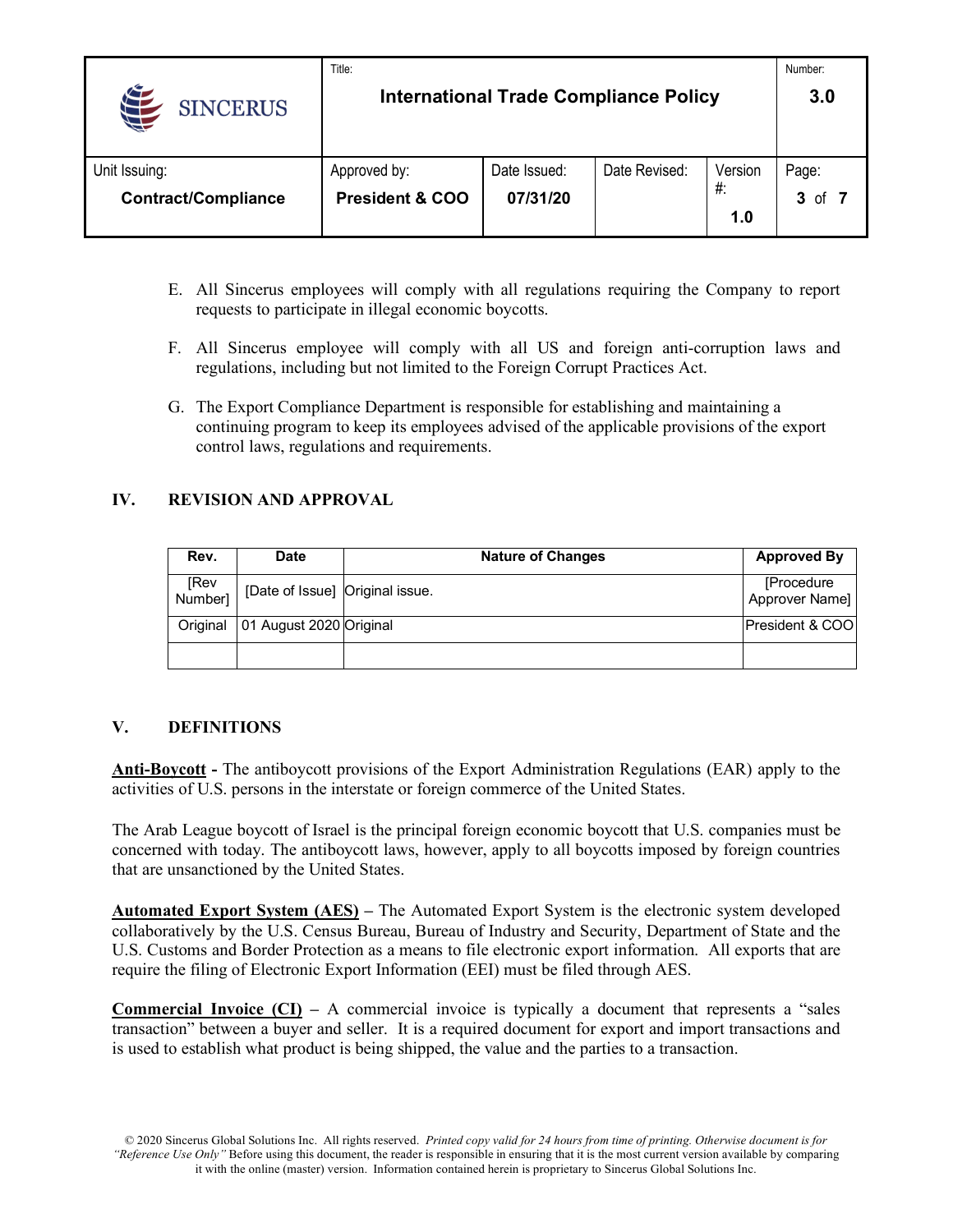E. All Sincerus employees will comply with all regulations requiring the Company to report requests to participate in illegal economic boycotts.

F. All Sincerus employee will comply with all US and foreign anti-corruption laws and regulations, including but not limited to the Foreign Corrupt Practices Act.

G. The Export Compliance Department is responsible for establishing and maintaining a continuing program to keep its employees advised of the applicable provisions of the export control laws, regulations and requirements.

## IV. REVISION AND APPROVAL

| Rev. | Date | Nature of Changes | Approved By |
|---|---|---|---|
| [Rev Number] | [Date of Issue] | Original issue. | [Procedure Approver Name] |
| Original | 01 August 2020 | Original | President & COO |
| | | | |

## V. DEFINITIONS

**Anti-Boycott -** The antiboycott provisions of the Export Administration Regulations (EAR) apply to the activities of U.S. persons in the interstate or foreign commerce of the United States.

The Arab League boycott of Israel is the principal foreign economic boycott that U.S. companies must be concerned with today. The antiboycott laws, however, apply to all boycotts imposed by foreign countries that are unsanctioned by the United States.

**Automated Export System (AES)** – The Automated Export System is the electronic system developed collaboratively by the U.S. Census Bureau, Bureau of Industry and Security, Department of State and the U.S. Customs and Border Protection as a means to file electronic export information. All exports that are require the filing of Electronic Export Information (EEI) must be filed through AES.

**Commercial Invoice (CI)** – A commercial invoice is typically a document that represents a "sales transaction" between a buyer and seller. It is a required document for export and import transactions and is used to establish what product is being shipped, the value and the parties to a transaction.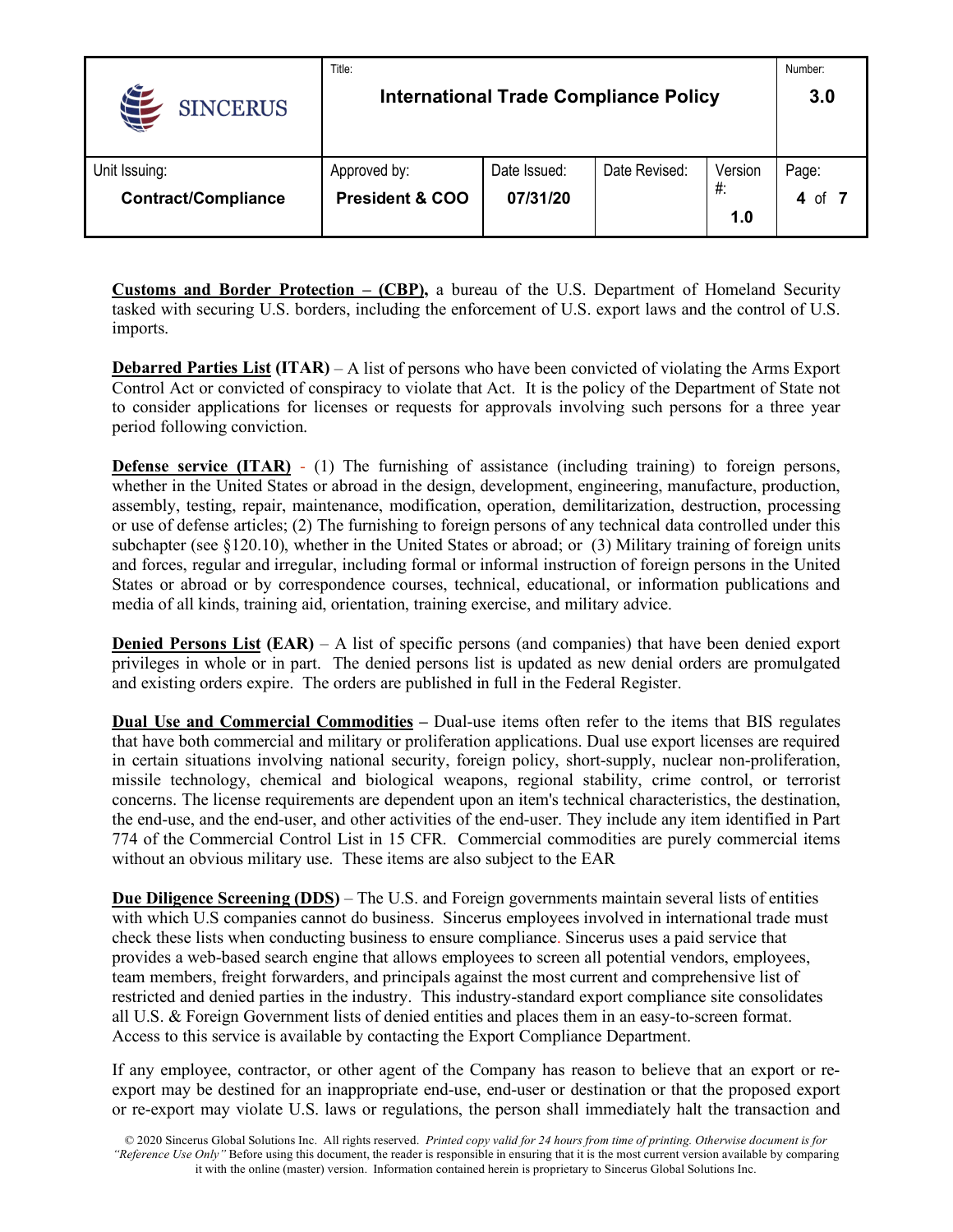**<u>Customs and Border Protection – (CBP),</u>** a bureau of the U.S. Department of Homeland Security tasked with securing U.S. borders, including the enforcement of U.S. export laws and the control of U.S. imports.

**<u>Debarred Parties List</u> (ITAR)** – A list of persons who have been convicted of violating the Arms Export Control Act or convicted of conspiracy to violate that Act. It is the policy of the Department of State not to consider applications for licenses or requests for approvals involving such persons for a three year period following conviction.

**<u>Defense service (ITAR)</u>** - (1) The furnishing of assistance (including training) to foreign persons, whether in the United States or abroad in the design, development, engineering, manufacture, production, assembly, testing, repair, maintenance, modification, operation, demilitarization, destruction, processing or use of defense articles; (2) The furnishing to foreign persons of any technical data controlled under this subchapter (see §120.10), whether in the United States or abroad; or (3) Military training of foreign units and forces, regular and irregular, including formal or informal instruction of foreign persons in the United States or abroad or by correspondence courses, technical, educational, or information publications and media of all kinds, training aid, orientation, training exercise, and military advice.

**<u>Denied Persons List</u> (EAR)** – A list of specific persons (and companies) that have been denied export privileges in whole or in part. The denied persons list is updated as new denial orders are promulgated and existing orders expire. The orders are published in full in the Federal Register.

**<u>Dual Use and Commercial Commodities</u> –** Dual-use items often refer to the items that BIS regulates that have both commercial and military or proliferation applications. Dual use export licenses are required in certain situations involving national security, foreign policy, short-supply, nuclear non-proliferation, missile technology, chemical and biological weapons, regional stability, crime control, or terrorist concerns. The license requirements are dependent upon an item's technical characteristics, the destination, the end-use, and the end-user, and other activities of the end-user. They include any item identified in Part 774 of the Commercial Control List in 15 CFR. Commercial commodities are purely commercial items without an obvious military use. These items are also subject to the EAR

**<u>Due Diligence Screening (DDS)</u>** – The U.S. and Foreign governments maintain several lists of entities with which U.S companies cannot do business. Sincerus employees involved in international trade must check these lists when conducting business to ensure compliance. Sincerus uses a paid service that provides a web-based search engine that allows employees to screen all potential vendors, employees, team members, freight forwarders, and principals against the most current and comprehensive list of restricted and denied parties in the industry. This industry-standard export compliance site consolidates all U.S. & Foreign Government lists of denied entities and places them in an easy-to-screen format. Access to this service is available by contacting the Export Compliance Department.

If any employee, contractor, or other agent of the Company has reason to believe that an export or re-export may be destined for an inappropriate end-use, end-user or destination or that the proposed export or re-export may violate U.S. laws or regulations, the person shall immediately halt the transaction and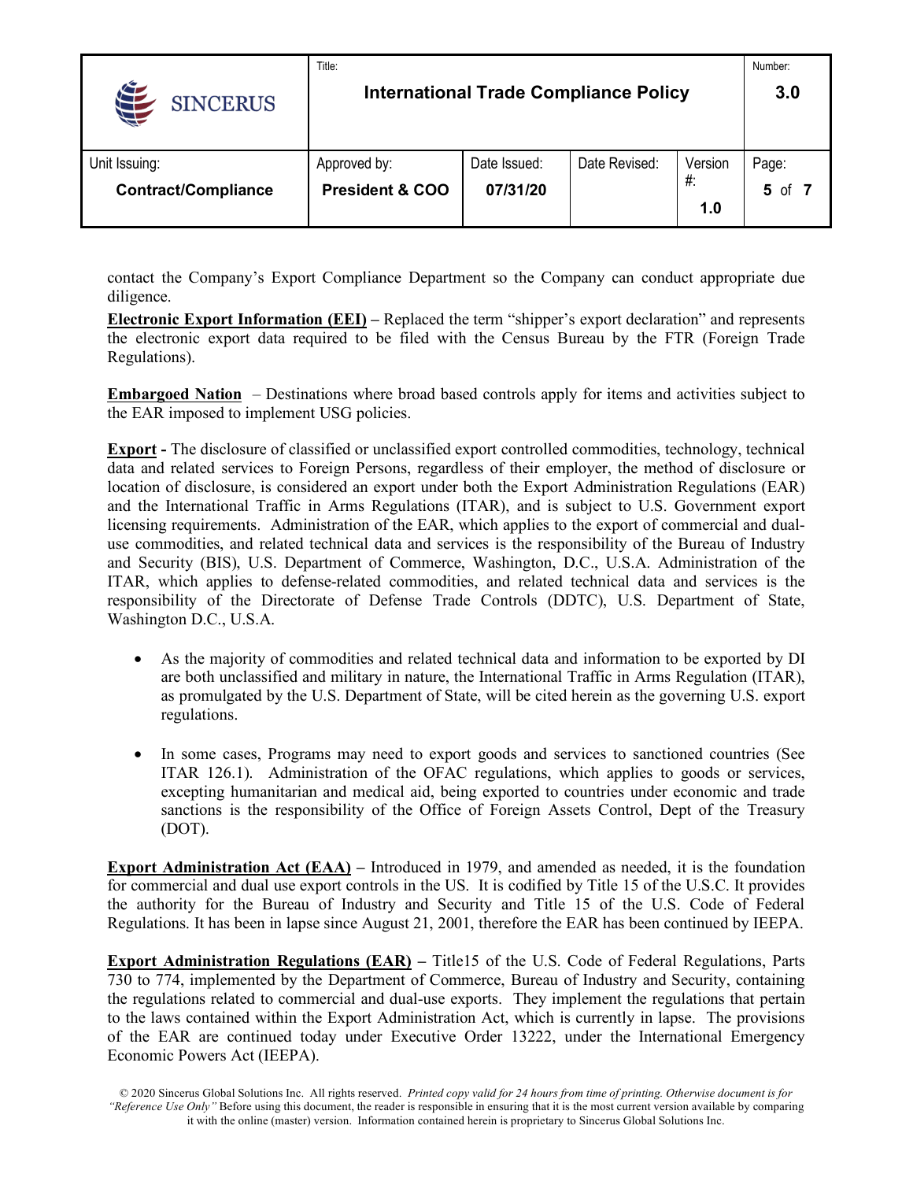contact the Company's Export Compliance Department so the Company can conduct appropriate due diligence.

**Electronic Export Information (EEI)** – Replaced the term "shipper's export declaration" and represents the electronic export data required to be filed with the Census Bureau by the FTR (Foreign Trade Regulations).

**Embargoed Nation** – Destinations where broad based controls apply for items and activities subject to the EAR imposed to implement USG policies.

**Export -** The disclosure of classified or unclassified export controlled commodities, technology, technical data and related services to Foreign Persons, regardless of their employer, the method of disclosure or location of disclosure, is considered an export under both the Export Administration Regulations (EAR) and the International Traffic in Arms Regulations (ITAR), and is subject to U.S. Government export licensing requirements. Administration of the EAR, which applies to the export of commercial and dual-use commodities, and related technical data and services is the responsibility of the Bureau of Industry and Security (BIS), U.S. Department of Commerce, Washington, D.C., U.S.A. Administration of the ITAR, which applies to defense-related commodities, and related technical data and services is the responsibility of the Directorate of Defense Trade Controls (DDTC), U.S. Department of State, Washington D.C., U.S.A.

- As the majority of commodities and related technical data and information to be exported by DI are both unclassified and military in nature, the International Traffic in Arms Regulation (ITAR), as promulgated by the U.S. Department of State, will be cited herein as the governing U.S. export regulations.
- In some cases, Programs may need to export goods and services to sanctioned countries (See ITAR 126.1). Administration of the OFAC regulations, which applies to goods or services, excepting humanitarian and medical aid, being exported to countries under economic and trade sanctions is the responsibility of the Office of Foreign Assets Control, Dept of the Treasury (DOT).

**Export Administration Act (EAA)** – Introduced in 1979, and amended as needed, it is the foundation for commercial and dual use export controls in the US. It is codified by Title 15 of the U.S.C. It provides the authority for the Bureau of Industry and Security and Title 15 of the U.S. Code of Federal Regulations. It has been in lapse since August 21, 2001, therefore the EAR has been continued by IEEPA.

**Export Administration Regulations (EAR)** – Title15 of the U.S. Code of Federal Regulations, Parts 730 to 774, implemented by the Department of Commerce, Bureau of Industry and Security, containing the regulations related to commercial and dual-use exports. They implement the regulations that pertain to the laws contained within the Export Administration Act, which is currently in lapse. The provisions of the EAR are continued today under Executive Order 13222, under the International Emergency Economic Powers Act (IEEPA).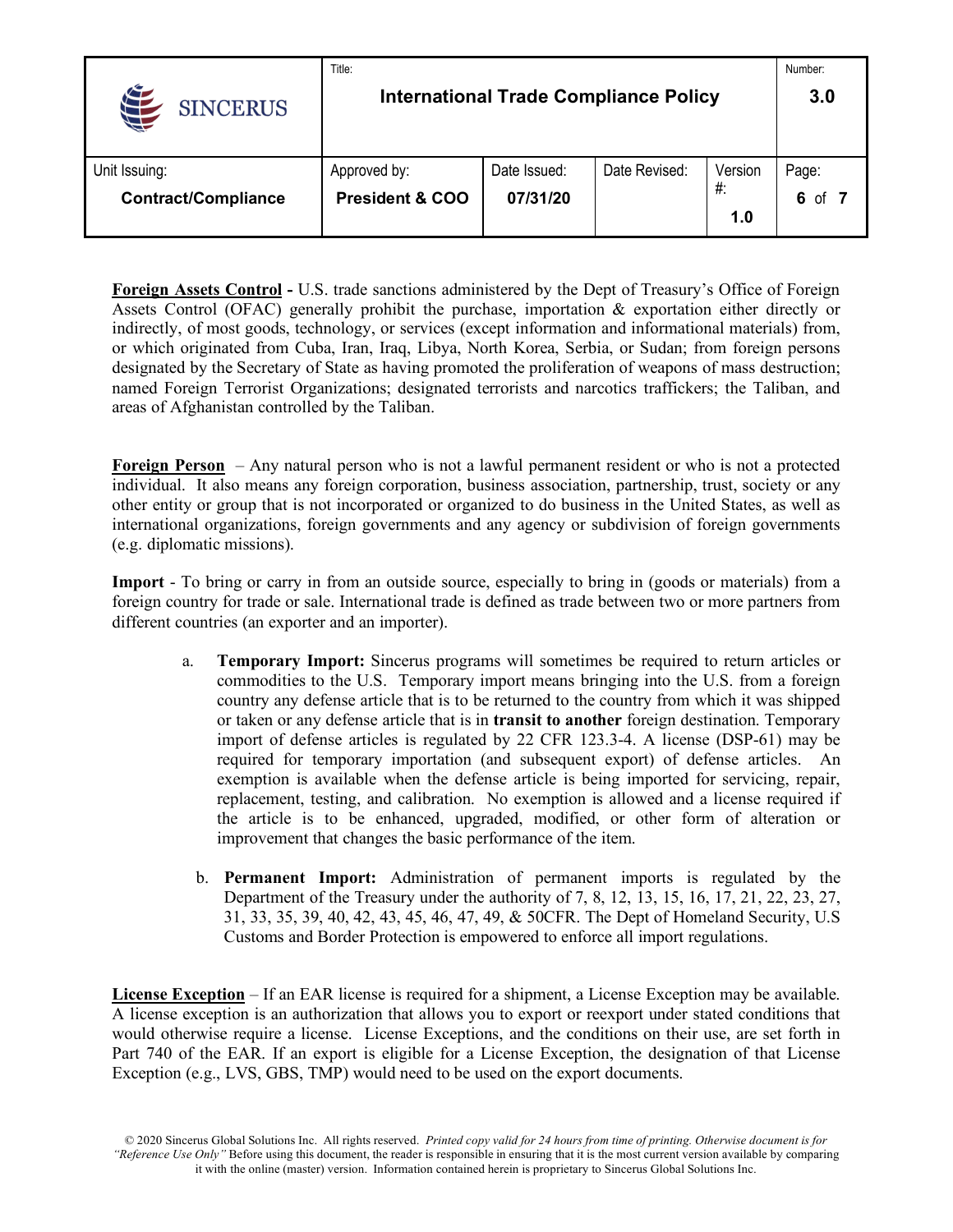**Foreign Assets Control -** U.S. trade sanctions administered by the Dept of Treasury's Office of Foreign Assets Control (OFAC) generally prohibit the purchase, importation & exportation either directly or indirectly, of most goods, technology, or services (except information and informational materials) from, or which originated from Cuba, Iran, Iraq, Libya, North Korea, Serbia, or Sudan; from foreign persons designated by the Secretary of State as having promoted the proliferation of weapons of mass destruction; named Foreign Terrorist Organizations; designated terrorists and narcotics traffickers; the Taliban, and areas of Afghanistan controlled by the Taliban.

**Foreign Person** – Any natural person who is not a lawful permanent resident or who is not a protected individual. It also means any foreign corporation, business association, partnership, trust, society or any other entity or group that is not incorporated or organized to do business in the United States, as well as international organizations, foreign governments and any agency or subdivision of foreign governments (e.g. diplomatic missions).

**Import** - To bring or carry in from an outside source, especially to bring in (goods or materials) from a foreign country for trade or sale. International trade is defined as trade between two or more partners from different countries (an exporter and an importer).

a. **Temporary Import:** Sincerus programs will sometimes be required to return articles or commodities to the U.S. Temporary import means bringing into the U.S. from a foreign country any defense article that is to be returned to the country from which it was shipped or taken or any defense article that is in **transit to another** foreign destination. Temporary import of defense articles is regulated by 22 CFR 123.3-4. A license (DSP-61) may be required for temporary importation (and subsequent export) of defense articles. An exemption is available when the defense article is being imported for servicing, repair, replacement, testing, and calibration. No exemption is allowed and a license required if the article is to be enhanced, upgraded, modified, or other form of alteration or improvement that changes the basic performance of the item.

b. **Permanent Import:** Administration of permanent imports is regulated by the Department of the Treasury under the authority of 7, 8, 12, 13, 15, 16, 17, 21, 22, 23, 27, 31, 33, 35, 39, 40, 42, 43, 45, 46, 47, 49, & 50CFR. The Dept of Homeland Security, U.S Customs and Border Protection is empowered to enforce all import regulations.

**License Exception** – If an EAR license is required for a shipment, a License Exception may be available. A license exception is an authorization that allows you to export or reexport under stated conditions that would otherwise require a license. License Exceptions, and the conditions on their use, are set forth in Part 740 of the EAR. If an export is eligible for a License Exception, the designation of that License Exception (e.g., LVS, GBS, TMP) would need to be used on the export documents.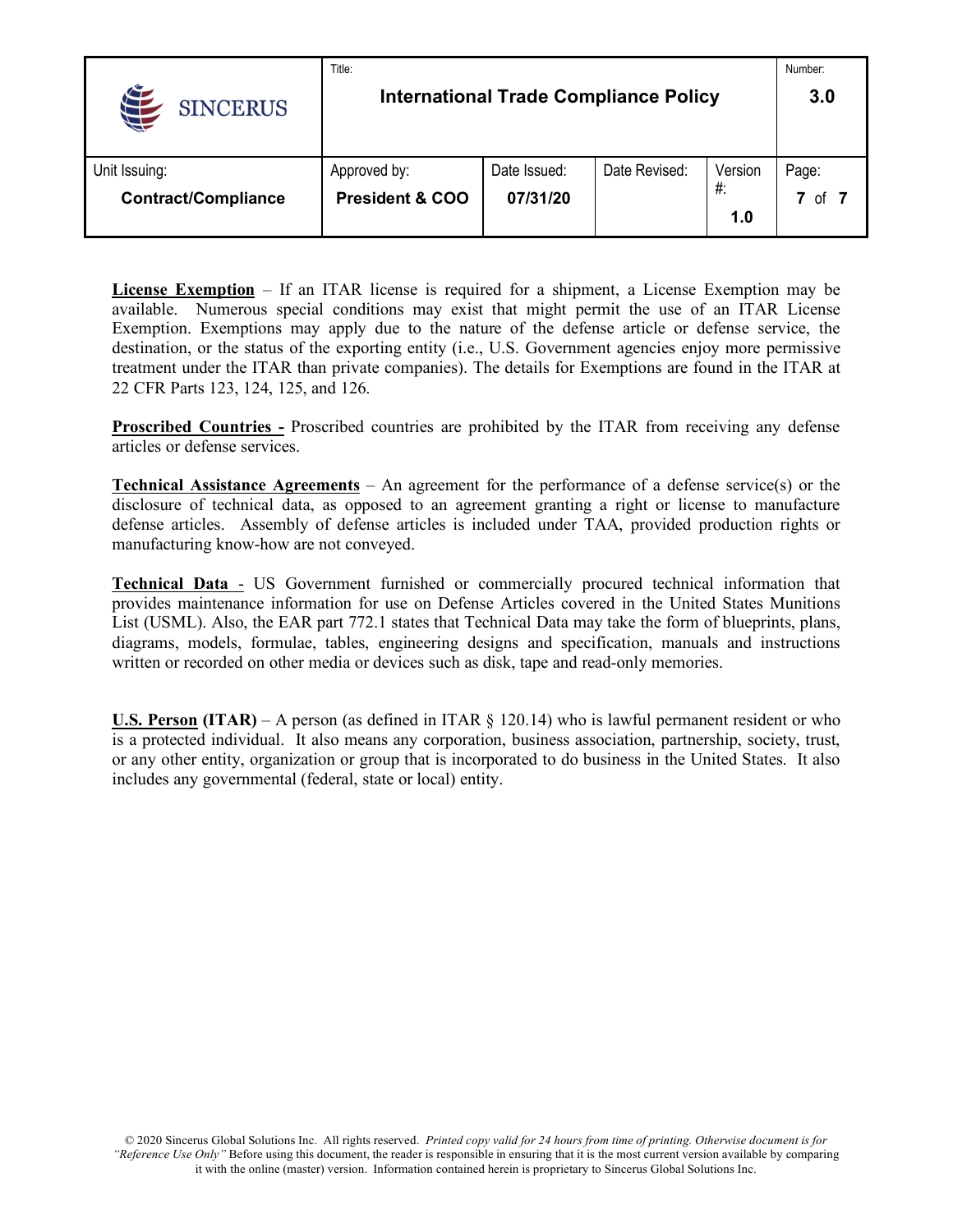**License Exemption** – If an ITAR license is required for a shipment, a License Exemption may be available. Numerous special conditions may exist that might permit the use of an ITAR License Exemption. Exemptions may apply due to the nature of the defense article or defense service, the destination, or the status of the exporting entity (i.e., U.S. Government agencies enjoy more permissive treatment under the ITAR than private companies). The details for Exemptions are found in the ITAR at 22 CFR Parts 123, 124, 125, and 126.

**Proscribed Countries -** Proscribed countries are prohibited by the ITAR from receiving any defense articles or defense services.

**Technical Assistance Agreements** – An agreement for the performance of a defense service(s) or the disclosure of technical data, as opposed to an agreement granting a right or license to manufacture defense articles. Assembly of defense articles is included under TAA, provided production rights or manufacturing know-how are not conveyed.

**Technical Data** - US Government furnished or commercially procured technical information that provides maintenance information for use on Defense Articles covered in the United States Munitions List (USML). Also, the EAR part 772.1 states that Technical Data may take the form of blueprints, plans, diagrams, models, formulae, tables, engineering designs and specification, manuals and instructions written or recorded on other media or devices such as disk, tape and read-only memories.

**U.S. Person (ITAR)** – A person (as defined in ITAR § 120.14) who is lawful permanent resident or who is a protected individual. It also means any corporation, business association, partnership, society, trust, or any other entity, organization or group that is incorporated to do business in the United States. It also includes any governmental (federal, state or local) entity.